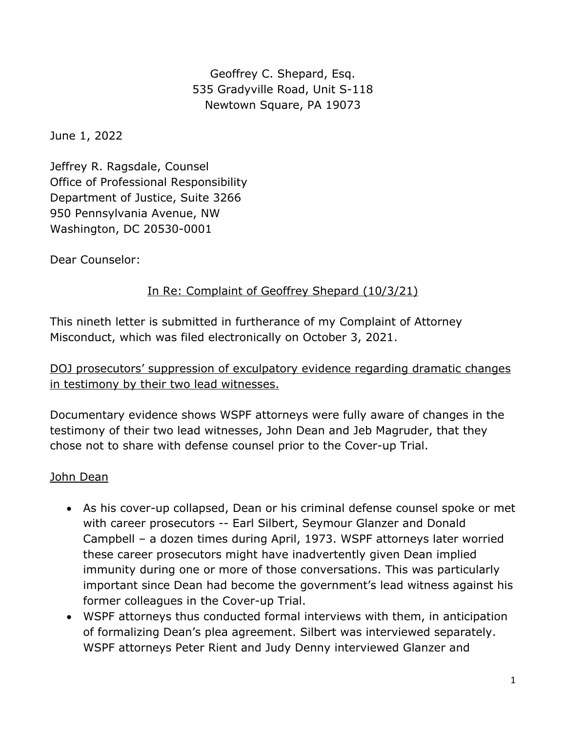Geoffrey C. Shepard, Esq.
535 Gradyville Road, Unit S-118
Newtown Square, PA 19073

June 1, 2022

Jeffrey R. Ragsdale, Counsel
Office of Professional Responsibility
Department of Justice, Suite 3266
950 Pennsylvania Avenue, NW
Washington, DC 20530-0001

Dear Counselor:

<u>In Re: Complaint of Geoffrey Shepard (10/3/21)</u>

This nineth letter is submitted in furtherance of my Complaint of Attorney Misconduct, which was filed electronically on October 3, 2021.

<u>DOJ prosecutors' suppression of exculpatory evidence regarding dramatic changes in testimony by their two lead witnesses.</u>

Documentary evidence shows WSPF attorneys were fully aware of changes in the testimony of their two lead witnesses, John Dean and Jeb Magruder, that they chose not to share with defense counsel prior to the Cover-up Trial.

<u>John Dean</u>

- As his cover-up collapsed, Dean or his criminal defense counsel spoke or met with career prosecutors -- Earl Silbert, Seymour Glanzer and Donald Campbell – a dozen times during April, 1973. WSPF attorneys later worried these career prosecutors might have inadvertently given Dean implied immunity during one or more of those conversations. This was particularly important since Dean had become the government's lead witness against his former colleagues in the Cover-up Trial.
- WSPF attorneys thus conducted formal interviews with them, in anticipation of formalizing Dean's plea agreement. Silbert was interviewed separately. WSPF attorneys Peter Rient and Judy Denny interviewed Glanzer and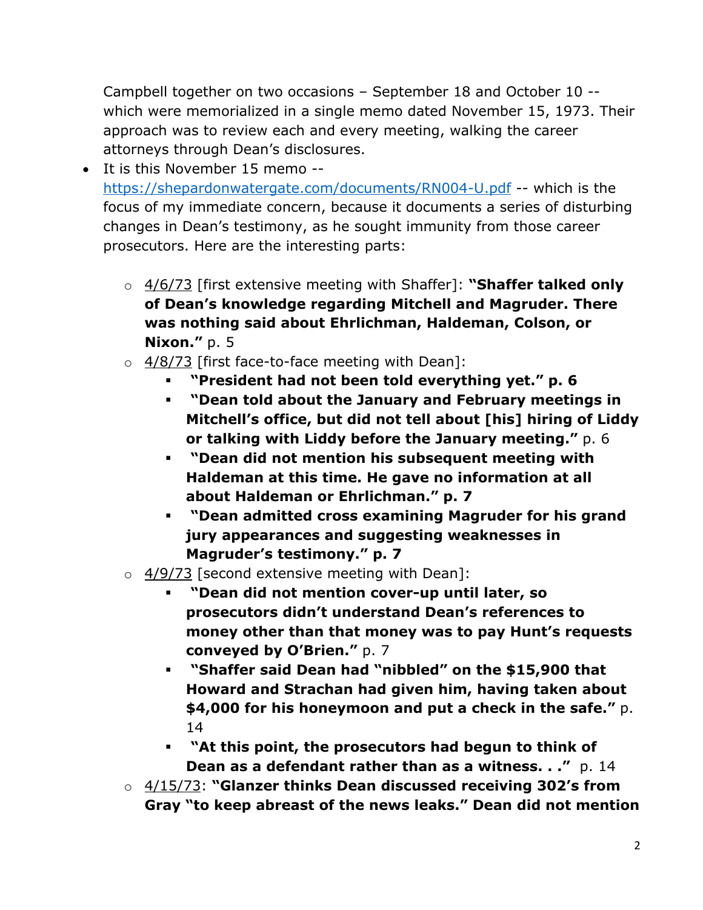Campbell together on two occasions – September 18 and October 10 -- which were memorialized in a single memo dated November 15, 1973. Their approach was to review each and every meeting, walking the career attorneys through Dean's disclosures.

- It is this November 15 memo -- https://shepardonwatergate.com/documents/RN004-U.pdf -- which is the focus of my immediate concern, because it documents a series of disturbing changes in Dean's testimony, as he sought immunity from those career prosecutors. Here are the interesting parts:
  - 4/6/73 [first extensive meeting with Shaffer]: **"Shaffer talked only of Dean's knowledge regarding Mitchell and Magruder. There was nothing said about Ehrlichman, Haldeman, Colson, or Nixon."** p. 5
  - 4/8/73 [first face-to-face meeting with Dean]:
    - **"President had not been told everything yet." p. 6**
    - **"Dean told about the January and February meetings in Mitchell's office, but did not tell about [his] hiring of Liddy or talking with Liddy before the January meeting."** p. 6
    - **"Dean did not mention his subsequent meeting with Haldeman at this time. He gave no information at all about Haldeman or Ehrlichman." p. 7**
    - **"Dean admitted cross examining Magruder for his grand jury appearances and suggesting weaknesses in Magruder's testimony." p. 7**
  - 4/9/73 [second extensive meeting with Dean]:
    - **"Dean did not mention cover-up until later, so prosecutors didn't understand Dean's references to money other than that money was to pay Hunt's requests conveyed by O'Brien."** p. 7
    - **"Shaffer said Dean had "nibbled" on the $15,900 that Howard and Strachan had given him, having taken about $4,000 for his honeymoon and put a check in the safe."** p. 14
    - **"At this point, the prosecutors had begun to think of Dean as a defendant rather than as a witness. . ."** p. 14
  - 4/15/73: **"Glanzer thinks Dean discussed receiving 302's from Gray "to keep abreast of the news leaks." Dean did not mention**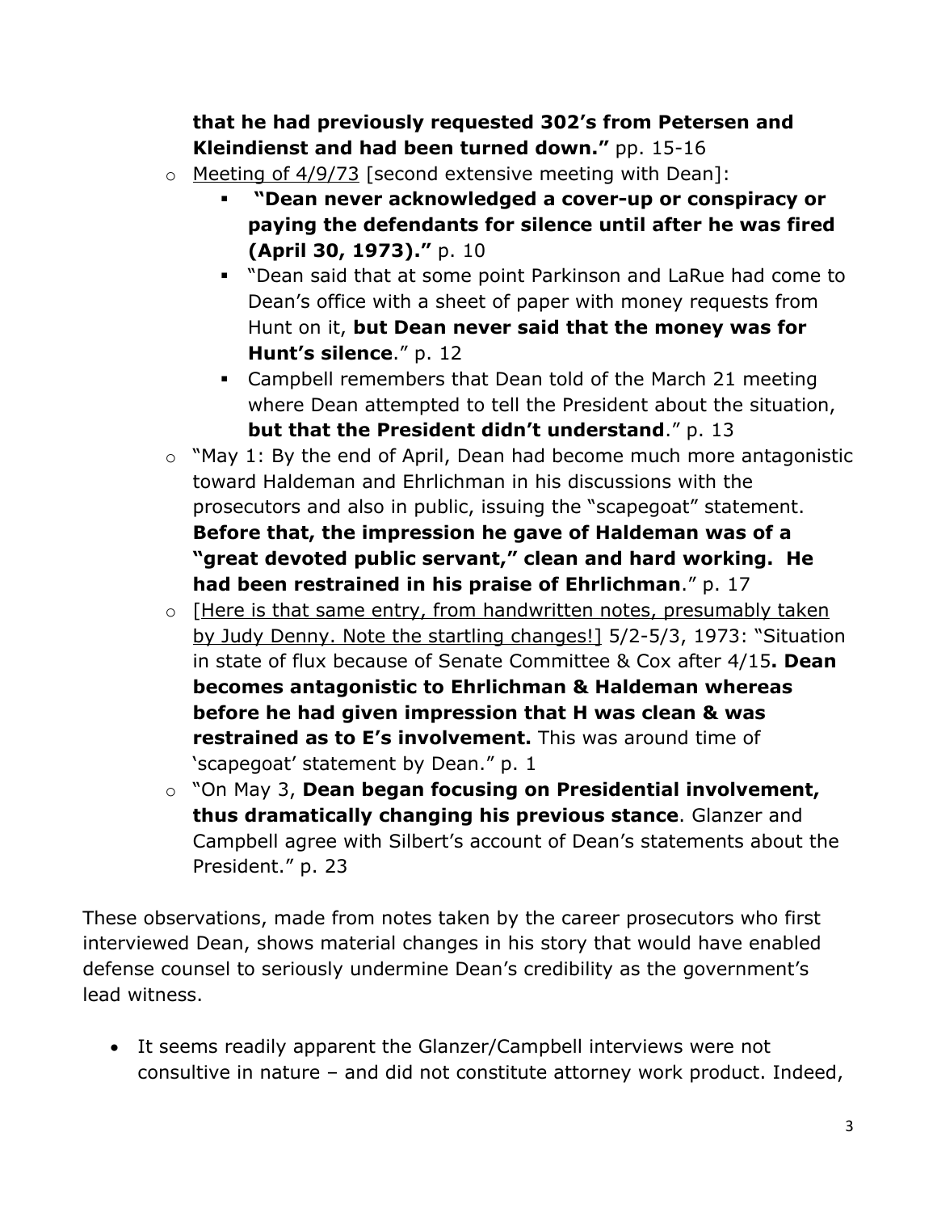**that he had previously requested 302's from Petersen and Kleindienst and had been turned down."** pp. 15-16

- <u>Meeting of 4/9/73</u> [second extensive meeting with Dean]:
  - **"Dean never acknowledged a cover-up or conspiracy or paying the defendants for silence until after he was fired (April 30, 1973)."** p. 10
  - "Dean said that at some point Parkinson and LaRue had come to Dean's office with a sheet of paper with money requests from Hunt on it, **but Dean never said that the money was for Hunt's silence**." p. 12
  - Campbell remembers that Dean told of the March 21 meeting where Dean attempted to tell the President about the situation, **but that the President didn't understand**." p. 13
- "May 1: By the end of April, Dean had become much more antagonistic toward Haldeman and Ehrlichman in his discussions with the prosecutors and also in public, issuing the "scapegoat" statement. **Before that, the impression he gave of Haldeman was of a "great devoted public servant," clean and hard working. He had been restrained in his praise of Ehrlichman**." p. 17
- <u>[Here is that same entry, from handwritten notes, presumably taken by Judy Denny. Note the startling changes!]</u> 5/2-5/3, 1973: "Situation in state of flux because of Senate Committee & Cox after 4/15**. Dean becomes antagonistic to Ehrlichman & Haldeman whereas before he had given impression that H was clean & was restrained as to E's involvement.** This was around time of 'scapegoat' statement by Dean." p. 1
- "On May 3, **Dean began focusing on Presidential involvement, thus dramatically changing his previous stance**. Glanzer and Campbell agree with Silbert's account of Dean's statements about the President." p. 23

These observations, made from notes taken by the career prosecutors who first interviewed Dean, shows material changes in his story that would have enabled defense counsel to seriously undermine Dean's credibility as the government's lead witness.

- It seems readily apparent the Glanzer/Campbell interviews were not consultive in nature – and did not constitute attorney work product. Indeed,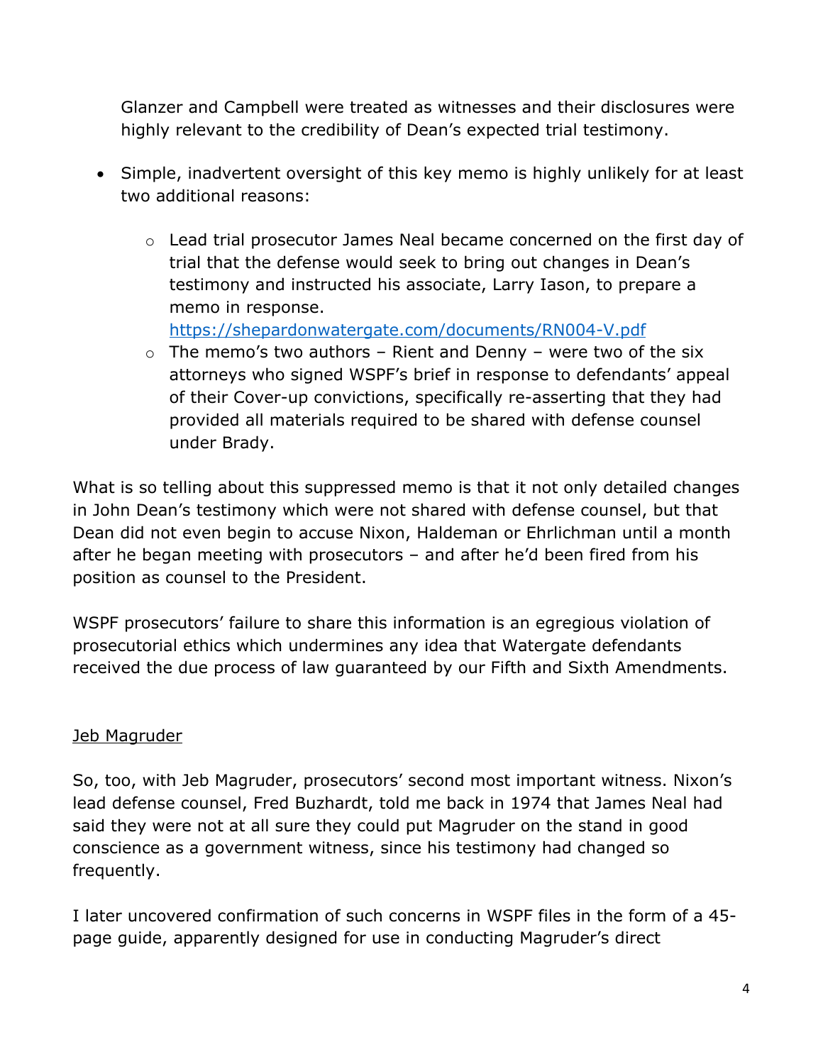Glanzer and Campbell were treated as witnesses and their disclosures were highly relevant to the credibility of Dean's expected trial testimony.

- Simple, inadvertent oversight of this key memo is highly unlikely for at least two additional reasons:
    - Lead trial prosecutor James Neal became concerned on the first day of trial that the defense would seek to bring out changes in Dean's testimony and instructed his associate, Larry Iason, to prepare a memo in response. https://shepardonwatergate.com/documents/RN004-V.pdf
    - The memo's two authors – Rient and Denny – were two of the six attorneys who signed WSPF's brief in response to defendants' appeal of their Cover-up convictions, specifically re-asserting that they had provided all materials required to be shared with defense counsel under Brady.

What is so telling about this suppressed memo is that it not only detailed changes in John Dean's testimony which were not shared with defense counsel, but that Dean did not even begin to accuse Nixon, Haldeman or Ehrlichman until a month after he began meeting with prosecutors – and after he'd been fired from his position as counsel to the President.

WSPF prosecutors' failure to share this information is an egregious violation of prosecutorial ethics which undermines any idea that Watergate defendants received the due process of law guaranteed by our Fifth and Sixth Amendments.

<u>Jeb Magruder</u>

So, too, with Jeb Magruder, prosecutors' second most important witness. Nixon's lead defense counsel, Fred Buzhardt, told me back in 1974 that James Neal had said they were not at all sure they could put Magruder on the stand in good conscience as a government witness, since his testimony had changed so frequently.

I later uncovered confirmation of such concerns in WSPF files in the form of a 45-page guide, apparently designed for use in conducting Magruder's direct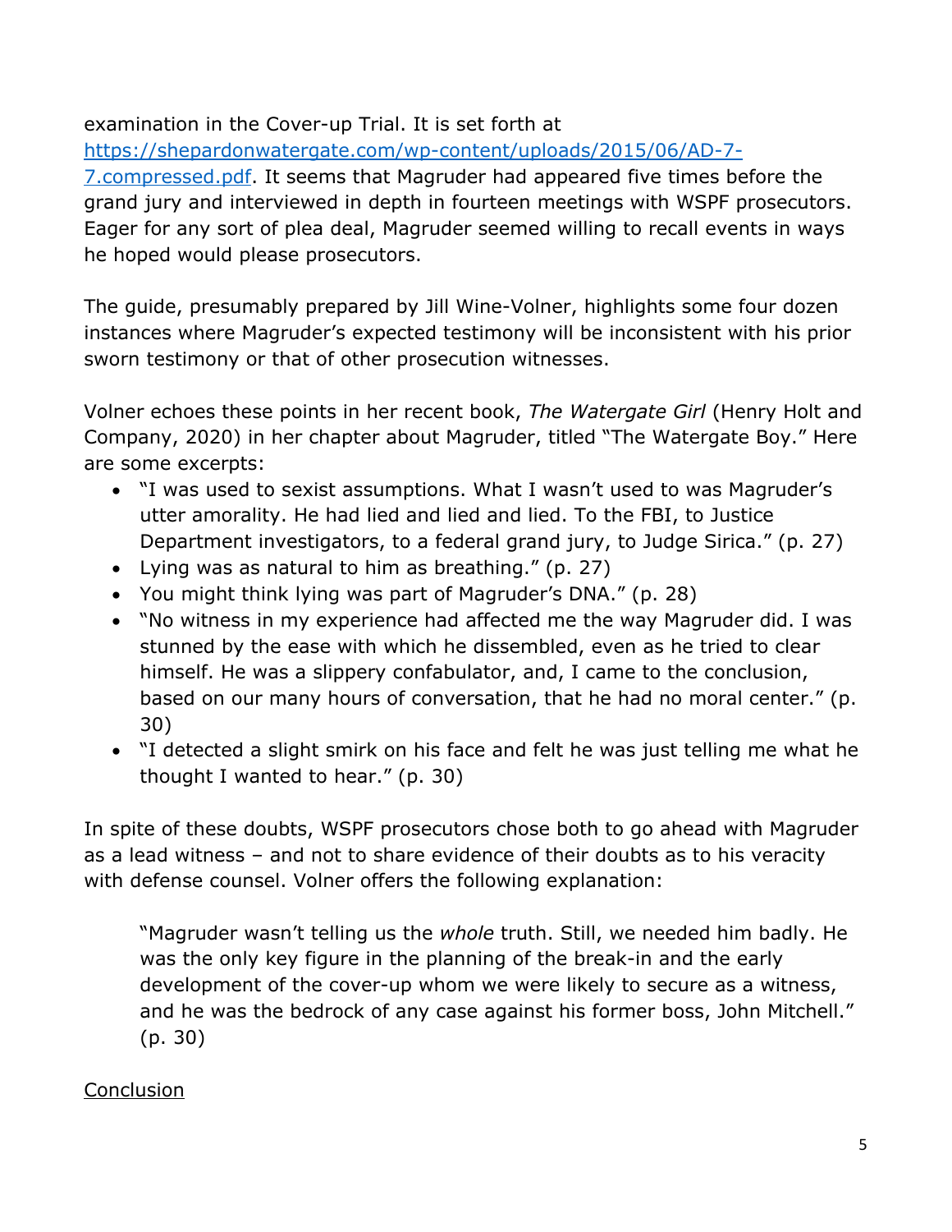examination in the Cover-up Trial. It is set forth at [https://shepardonwatergate.com/wp-content/uploads/2015/06/AD-7-7.compressed.pdf](https://shepardonwatergate.com/wp-content/uploads/2015/06/AD-7-7.compressed.pdf). It seems that Magruder had appeared five times before the grand jury and interviewed in depth in fourteen meetings with WSPF prosecutors. Eager for any sort of plea deal, Magruder seemed willing to recall events in ways he hoped would please prosecutors.

The guide, presumably prepared by Jill Wine-Volner, highlights some four dozen instances where Magruder's expected testimony will be inconsistent with his prior sworn testimony or that of other prosecution witnesses.

Volner echoes these points in her recent book, *The Watergate Girl* (Henry Holt and Company, 2020) in her chapter about Magruder, titled "The Watergate Boy." Here are some excerpts:

- "I was used to sexist assumptions. What I wasn't used to was Magruder's utter amorality. He had lied and lied and lied. To the FBI, to Justice Department investigators, to a federal grand jury, to Judge Sirica." (p. 27)
- Lying was as natural to him as breathing." (p. 27)
- You might think lying was part of Magruder's DNA." (p. 28)
- "No witness in my experience had affected me the way Magruder did. I was stunned by the ease with which he dissembled, even as he tried to clear himself. He was a slippery confabulator, and, I came to the conclusion, based on our many hours of conversation, that he had no moral center." (p. 30)
- "I detected a slight smirk on his face and felt he was just telling me what he thought I wanted to hear." (p. 30)

In spite of these doubts, WSPF prosecutors chose both to go ahead with Magruder as a lead witness – and not to share evidence of their doubts as to his veracity with defense counsel. Volner offers the following explanation:

> "Magruder wasn't telling us the *whole* truth. Still, we needed him badly. He was the only key figure in the planning of the break-in and the early development of the cover-up whom we were likely to secure as a witness, and he was the bedrock of any case against his former boss, John Mitchell." (p. 30)

<u>Conclusion</u>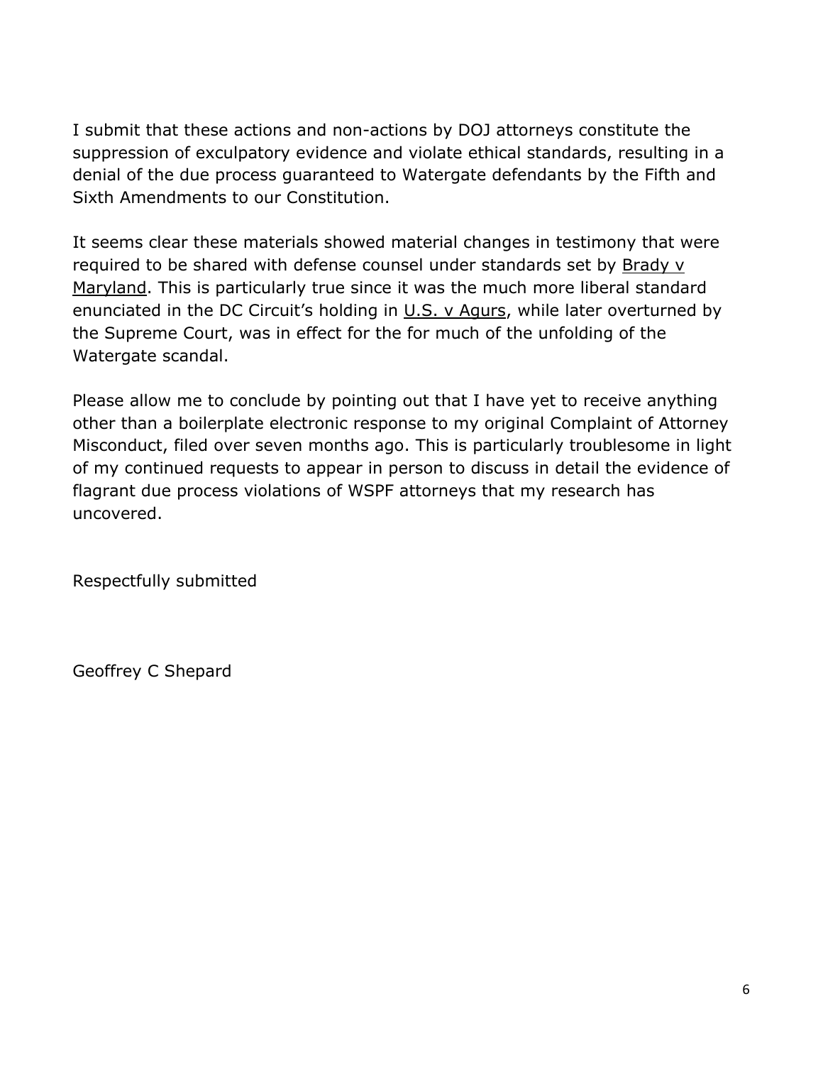I submit that these actions and non-actions by DOJ attorneys constitute the suppression of exculpatory evidence and violate ethical standards, resulting in a denial of the due process guaranteed to Watergate defendants by the Fifth and Sixth Amendments to our Constitution.

It seems clear these materials showed material changes in testimony that were required to be shared with defense counsel under standards set by Brady v Maryland. This is particularly true since it was the much more liberal standard enunciated in the DC Circuit's holding in U.S. v Agurs, while later overturned by the Supreme Court, was in effect for the for much of the unfolding of the Watergate scandal.

Please allow me to conclude by pointing out that I have yet to receive anything other than a boilerplate electronic response to my original Complaint of Attorney Misconduct, filed over seven months ago. This is particularly troublesome in light of my continued requests to appear in person to discuss in detail the evidence of flagrant due process violations of WSPF attorneys that my research has uncovered.

Respectfully submitted

Geoffrey C Shepard